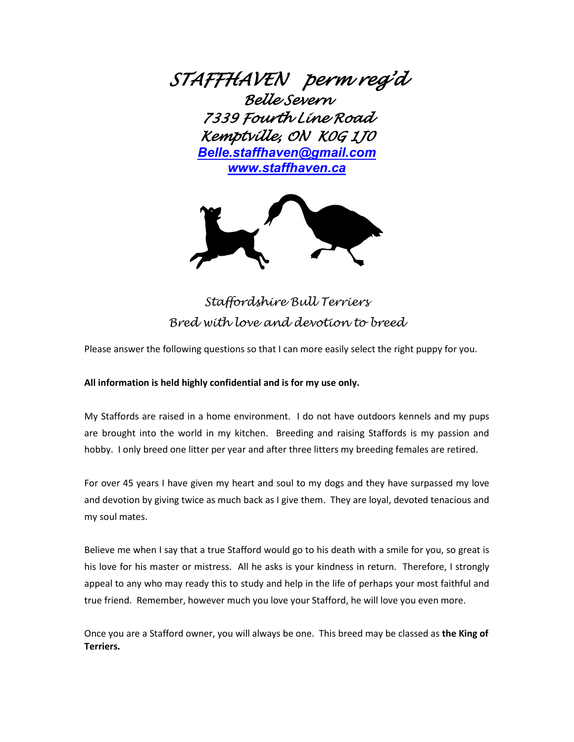# *STAFFHAVEN perm reg'd*

*Belle Severn*
*7339 Fourth Line Road*
*Kemptville, ON K0G 1J0*
***Belle.staffhaven@gmail.com***
***www.staffhaven.ca***

*Staffordshire Bull Terriers*
*Bred with love and devotion to breed*

Please answer the following questions so that I can more easily select the right puppy for you.

**All information is held highly confidential and is for my use only.**

My Staffords are raised in a home environment. I do not have outdoors kennels and my pups are brought into the world in my kitchen. Breeding and raising Staffords is my passion and hobby. I only breed one litter per year and after three litters my breeding females are retired.

For over 45 years I have given my heart and soul to my dogs and they have surpassed my love and devotion by giving twice as much back as I give them. They are loyal, devoted tenacious and my soul mates.

Believe me when I say that a true Stafford would go to his death with a smile for you, so great is his love for his master or mistress. All he asks is your kindness in return. Therefore, I strongly appeal to any who may ready this to study and help in the life of perhaps your most faithful and true friend. Remember, however much you love your Stafford, he will love you even more.

Once you are a Stafford owner, you will always be one. This breed may be classed as **the King of Terriers.**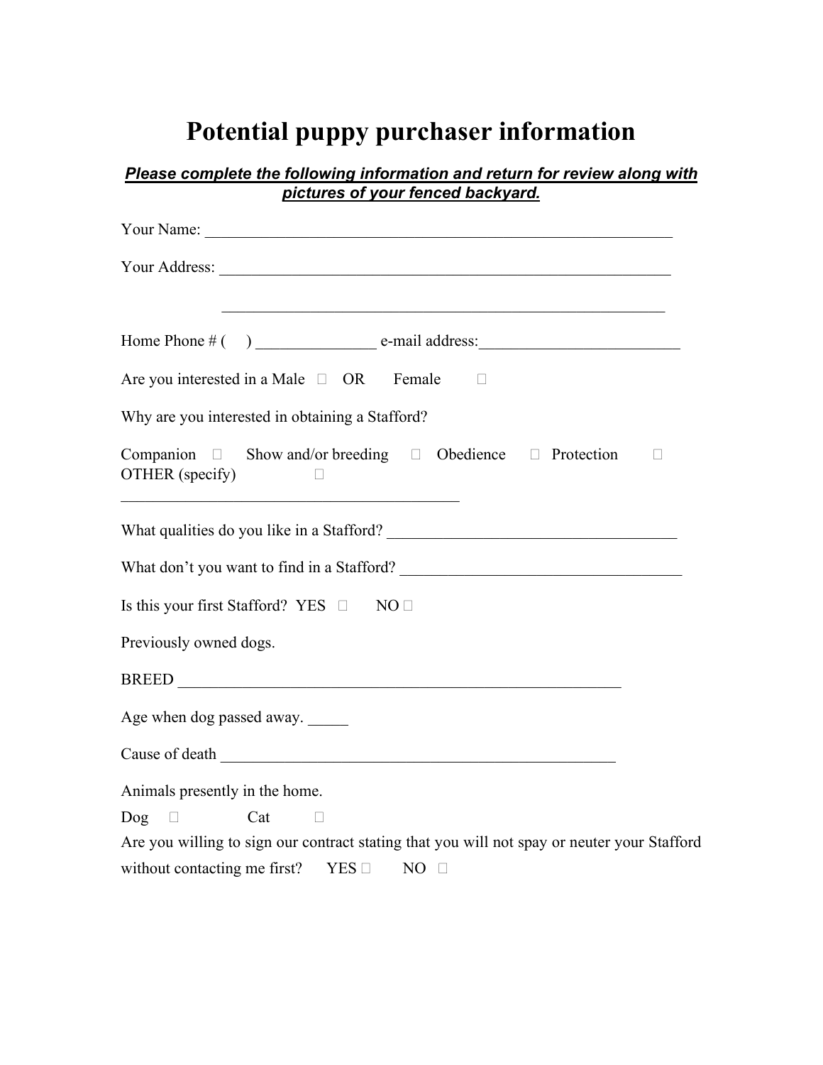# Potential puppy purchaser information

***Please complete the following information and return for review along with pictures of your fenced backyard.***

Your Name: ___________________________________________________________

Your Address: _________________________________________________________

_________________________________________________________

Home Phone # (     ) _______________ e-mail address:_________________________

Are you interested in a Male ☐ OR Female ☐

Why are you interested in obtaining a Stafford?

Companion ☐ Show and/or breeding ☐ Obedience ☐ Protection ☐ OTHER (specify) ☐

___________________________________________

What qualities do you like in a Stafford? ____________________________________

What don't you want to find in a Stafford? ___________________________________

Is this your first Stafford? YES ☐ NO ☐

Previously owned dogs.

BREED _________________________________________________________

Age when dog passed away. _____

Cause of death __________________________________________________

Animals presently in the home.

Dog ☐ Cat ☐

Are you willing to sign our contract stating that you will not spay or neuter your Stafford without contacting me first? YES ☐ NO ☐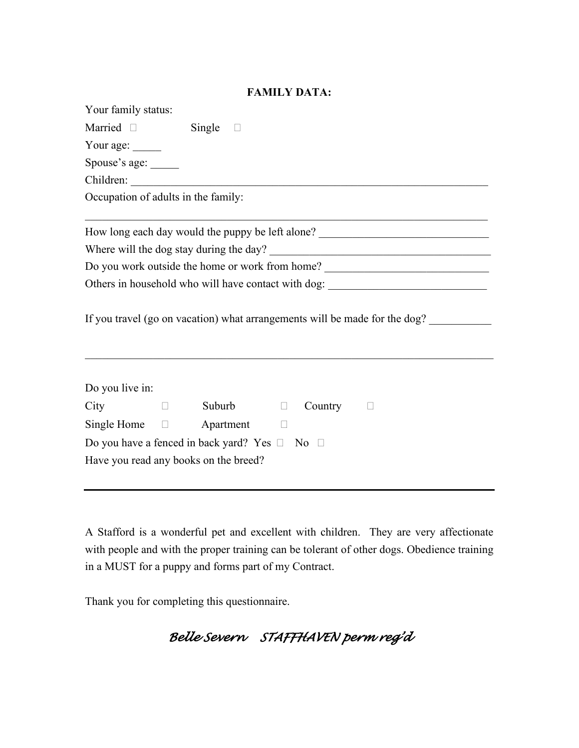**FAMILY DATA:**

Your family status:

Married ☐ Single ☐

Your age: _____

Spouse's age: _____

Children: ____________________________________________________________________

Occupation of adults in the family:

____________________________________________________________________________

How long each day would the puppy be left alone? ______________________________

Where will the dog stay during the day? _______________________________________

Do you work outside the home or work from home? _____________________________

Others in household who will have contact with dog: ____________________________

If you travel (go on vacation) what arrangements will be made for the dog? ___________

____________________________________________________________________________

Do you live in:

City ☐ Suburb ☐ Country ☐

Single Home ☐ Apartment ☐

Do you have a fenced in back yard? Yes ☐ No ☐

Have you read any books on the breed?

---

A Stafford is a wonderful pet and excellent with children. They are very affectionate with people and with the proper training can be tolerant of other dogs. Obedience training in a MUST for a puppy and forms part of my Contract.

Thank you for completing this questionnaire.

*Belle Severn STAFFHAVEN perm reg'd*